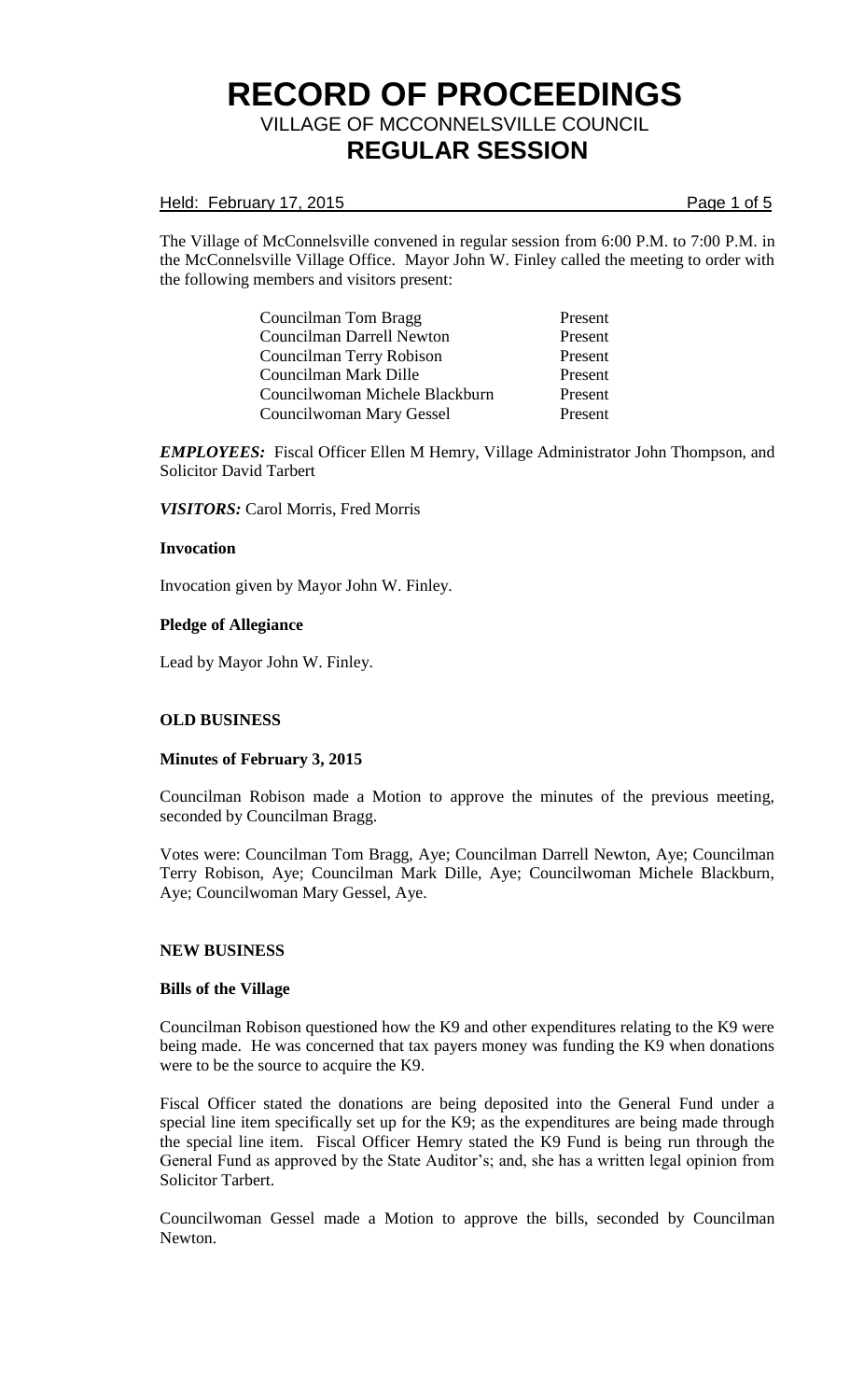# RECORD OF PROCEEDINGS

## VILLAGE OF MCCONNELSVILLE COUNCIL

## REGULAR SESSION

Held: February 17, 2015

The Village of McConnelsville convened in regular session from 6:00 P.M. to 7:00 P.M. in the McConnelsville Village Office. Mayor John W. Finley called the meeting to order with the following members and visitors present:

| | |
|---|---|
| Councilman Tom Bragg | Present |
| Councilman Darrell Newton | Present |
| Councilman Terry Robison | Present |
| Councilman Mark Dille | Present |
| Councilwoman Michele Blackburn | Present |
| Councilwoman Mary Gessel | Present |

***EMPLOYEES:*** Fiscal Officer Ellen M Hemry, Village Administrator John Thompson, and Solicitor David Tarbert

***VISITORS:*** Carol Morris, Fred Morris

**Invocation**

Invocation given by Mayor John W. Finley.

**Pledge of Allegiance**

Lead by Mayor John W. Finley.

**OLD BUSINESS**

**Minutes of February 3, 2015**

Councilman Robison made a Motion to approve the minutes of the previous meeting, seconded by Councilman Bragg.

Votes were: Councilman Tom Bragg, Aye; Councilman Darrell Newton, Aye; Councilman Terry Robison, Aye; Councilman Mark Dille, Aye; Councilwoman Michele Blackburn, Aye; Councilwoman Mary Gessel, Aye.

**NEW BUSINESS**

**Bills of the Village**

Councilman Robison questioned how the K9 and other expenditures relating to the K9 were being made. He was concerned that tax payers money was funding the K9 when donations were to be the source to acquire the K9.

Fiscal Officer stated the donations are being deposited into the General Fund under a special line item specifically set up for the K9; as the expenditures are being made through the special line item. Fiscal Officer Hemry stated the K9 Fund is being run through the General Fund as approved by the State Auditor's; and, she has a written legal opinion from Solicitor Tarbert.

Councilwoman Gessel made a Motion to approve the bills, seconded by Councilman Newton.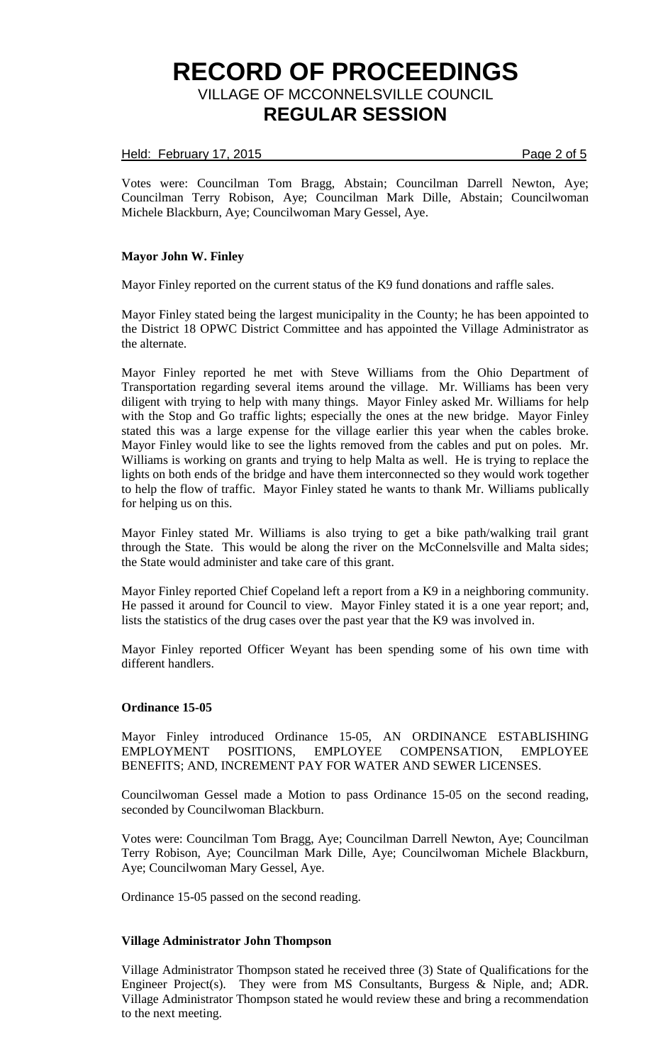Votes were: Councilman Tom Bragg, Abstain; Councilman Darrell Newton, Aye; Councilman Terry Robison, Aye; Councilman Mark Dille, Abstain; Councilwoman Michele Blackburn, Aye; Councilwoman Mary Gessel, Aye.

**Mayor John W. Finley**

Mayor Finley reported on the current status of the K9 fund donations and raffle sales.

Mayor Finley stated being the largest municipality in the County; he has been appointed to the District 18 OPWC District Committee and has appointed the Village Administrator as the alternate.

Mayor Finley reported he met with Steve Williams from the Ohio Department of Transportation regarding several items around the village. Mr. Williams has been very diligent with trying to help with many things. Mayor Finley asked Mr. Williams for help with the Stop and Go traffic lights; especially the ones at the new bridge. Mayor Finley stated this was a large expense for the village earlier this year when the cables broke. Mayor Finley would like to see the lights removed from the cables and put on poles. Mr. Williams is working on grants and trying to help Malta as well. He is trying to replace the lights on both ends of the bridge and have them interconnected so they would work together to help the flow of traffic. Mayor Finley stated he wants to thank Mr. Williams publically for helping us on this.

Mayor Finley stated Mr. Williams is also trying to get a bike path/walking trail grant through the State. This would be along the river on the McConnelsville and Malta sides; the State would administer and take care of this grant.

Mayor Finley reported Chief Copeland left a report from a K9 in a neighboring community. He passed it around for Council to view. Mayor Finley stated it is a one year report; and, lists the statistics of the drug cases over the past year that the K9 was involved in.

Mayor Finley reported Officer Weyant has been spending some of his own time with different handlers.

**Ordinance 15-05**

Mayor Finley introduced Ordinance 15-05, AN ORDINANCE ESTABLISHING EMPLOYMENT POSITIONS, EMPLOYEE COMPENSATION, EMPLOYEE BENEFITS; AND, INCREMENT PAY FOR WATER AND SEWER LICENSES.

Councilwoman Gessel made a Motion to pass Ordinance 15-05 on the second reading, seconded by Councilwoman Blackburn.

Votes were: Councilman Tom Bragg, Aye; Councilman Darrell Newton, Aye; Councilman Terry Robison, Aye; Councilman Mark Dille, Aye; Councilwoman Michele Blackburn, Aye; Councilwoman Mary Gessel, Aye.

Ordinance 15-05 passed on the second reading.

**Village Administrator John Thompson**

Village Administrator Thompson stated he received three (3) State of Qualifications for the Engineer Project(s). They were from MS Consultants, Burgess & Niple, and; ADR. Village Administrator Thompson stated he would review these and bring a recommendation to the next meeting.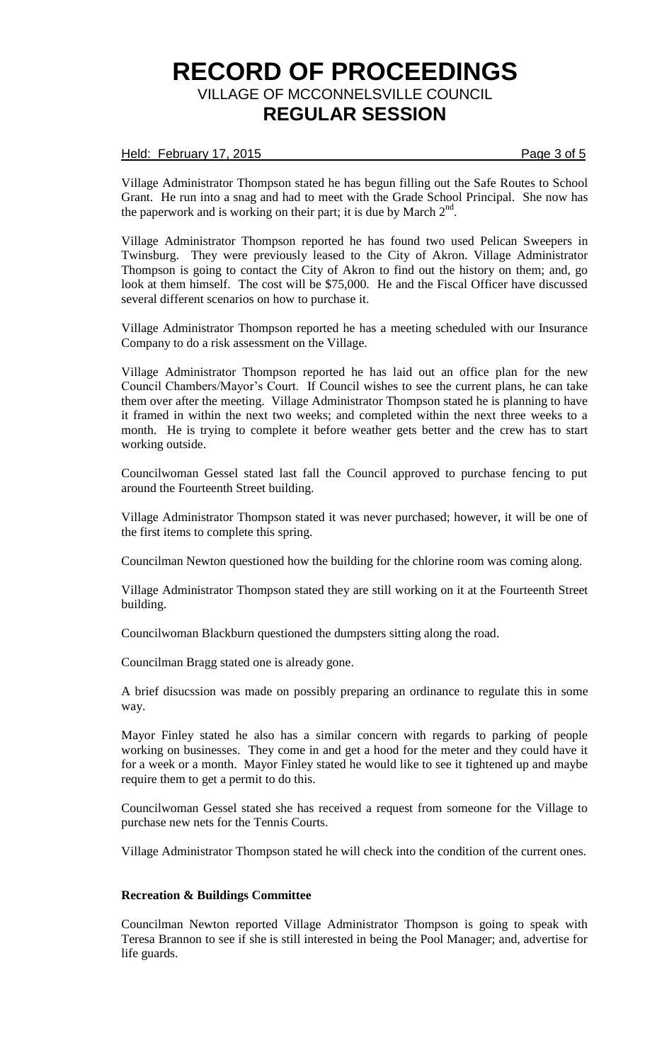Village Administrator Thompson stated he has begun filling out the Safe Routes to School Grant. He run into a snag and had to meet with the Grade School Principal. She now has the paperwork and is working on their part; it is due by March 2nd.

Village Administrator Thompson reported he has found two used Pelican Sweepers in Twinsburg. They were previously leased to the City of Akron. Village Administrator Thompson is going to contact the City of Akron to find out the history on them; and, go look at them himself. The cost will be $75,000. He and the Fiscal Officer have discussed several different scenarios on how to purchase it.

Village Administrator Thompson reported he has a meeting scheduled with our Insurance Company to do a risk assessment on the Village.

Village Administrator Thompson reported he has laid out an office plan for the new Council Chambers/Mayor's Court. If Council wishes to see the current plans, he can take them over after the meeting. Village Administrator Thompson stated he is planning to have it framed in within the next two weeks; and completed within the next three weeks to a month. He is trying to complete it before weather gets better and the crew has to start working outside.

Councilwoman Gessel stated last fall the Council approved to purchase fencing to put around the Fourteenth Street building.

Village Administrator Thompson stated it was never purchased; however, it will be one of the first items to complete this spring.

Councilman Newton questioned how the building for the chlorine room was coming along.

Village Administrator Thompson stated they are still working on it at the Fourteenth Street building.

Councilwoman Blackburn questioned the dumpsters sitting along the road.

Councilman Bragg stated one is already gone.

A brief disucssion was made on possibly preparing an ordinance to regulate this in some way.

Mayor Finley stated he also has a similar concern with regards to parking of people working on businesses. They come in and get a hood for the meter and they could have it for a week or a month. Mayor Finley stated he would like to see it tightened up and maybe require them to get a permit to do this.

Councilwoman Gessel stated she has received a request from someone for the Village to purchase new nets for the Tennis Courts.

Village Administrator Thompson stated he will check into the condition of the current ones.

**Recreation & Buildings Committee**

Councilman Newton reported Village Administrator Thompson is going to speak with Teresa Brannon to see if she is still interested in being the Pool Manager; and, advertise for life guards.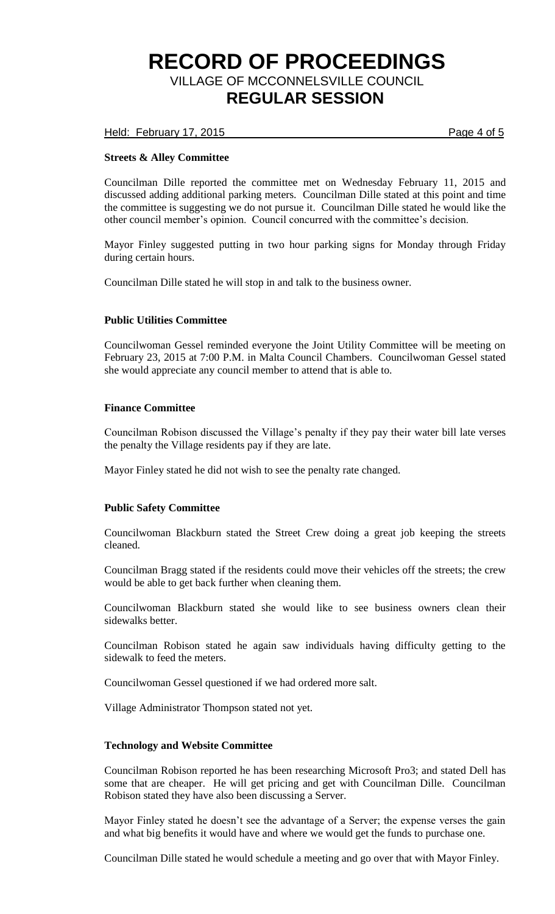**Streets & Alley Committee**

Councilman Dille reported the committee met on Wednesday February 11, 2015 and discussed adding additional parking meters. Councilman Dille stated at this point and time the committee is suggesting we do not pursue it. Councilman Dille stated he would like the other council member's opinion. Council concurred with the committee's decision.

Mayor Finley suggested putting in two hour parking signs for Monday through Friday during certain hours.

Councilman Dille stated he will stop in and talk to the business owner.

**Public Utilities Committee**

Councilwoman Gessel reminded everyone the Joint Utility Committee will be meeting on February 23, 2015 at 7:00 P.M. in Malta Council Chambers. Councilwoman Gessel stated she would appreciate any council member to attend that is able to.

**Finance Committee**

Councilman Robison discussed the Village's penalty if they pay their water bill late verses the penalty the Village residents pay if they are late.

Mayor Finley stated he did not wish to see the penalty rate changed.

**Public Safety Committee**

Councilwoman Blackburn stated the Street Crew doing a great job keeping the streets cleaned.

Councilman Bragg stated if the residents could move their vehicles off the streets; the crew would be able to get back further when cleaning them.

Councilwoman Blackburn stated she would like to see business owners clean their sidewalks better.

Councilman Robison stated he again saw individuals having difficulty getting to the sidewalk to feed the meters.

Councilwoman Gessel questioned if we had ordered more salt.

Village Administrator Thompson stated not yet.

**Technology and Website Committee**

Councilman Robison reported he has been researching Microsoft Pro3; and stated Dell has some that are cheaper. He will get pricing and get with Councilman Dille. Councilman Robison stated they have also been discussing a Server.

Mayor Finley stated he doesn't see the advantage of a Server; the expense verses the gain and what big benefits it would have and where we would get the funds to purchase one.

Councilman Dille stated he would schedule a meeting and go over that with Mayor Finley.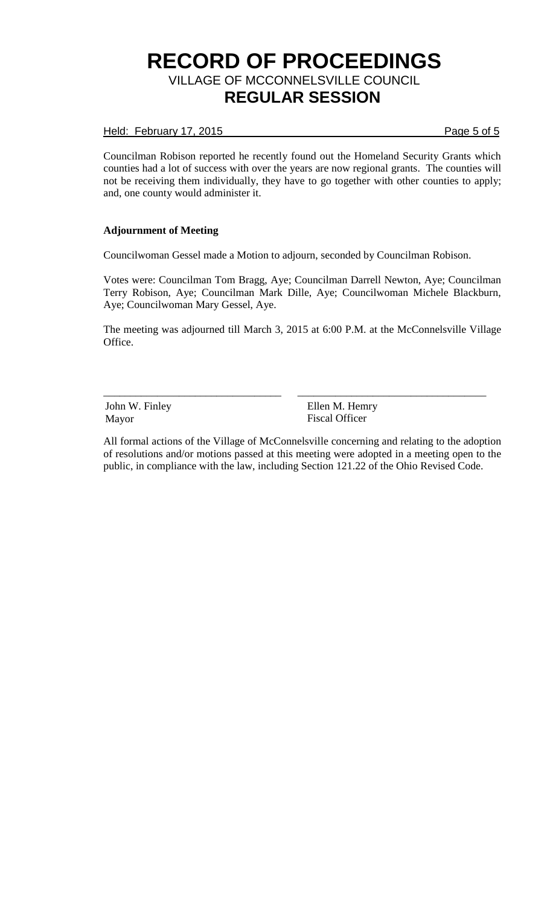Councilman Robison reported he recently found out the Homeland Security Grants which counties had a lot of success with over the years are now regional grants. The counties will not be receiving them individually, they have to go together with other counties to apply; and, one county would administer it.

**Adjournment of Meeting**

Councilwoman Gessel made a Motion to adjourn, seconded by Councilman Robison.

Votes were: Councilman Tom Bragg, Aye; Councilman Darrell Newton, Aye; Councilman Terry Robison, Aye; Councilman Mark Dille, Aye; Councilwoman Michele Blackburn, Aye; Councilwoman Mary Gessel, Aye.

The meeting was adjourned till March 3, 2015 at 6:00 P.M. at the McConnelsville Village Office.

| | |
|---|---|
| John W. Finley | Ellen M. Hemry |
| Mayor | Fiscal Officer |

All formal actions of the Village of McConnelsville concerning and relating to the adoption of resolutions and/or motions passed at this meeting were adopted in a meeting open to the public, in compliance with the law, including Section 121.22 of the Ohio Revised Code.